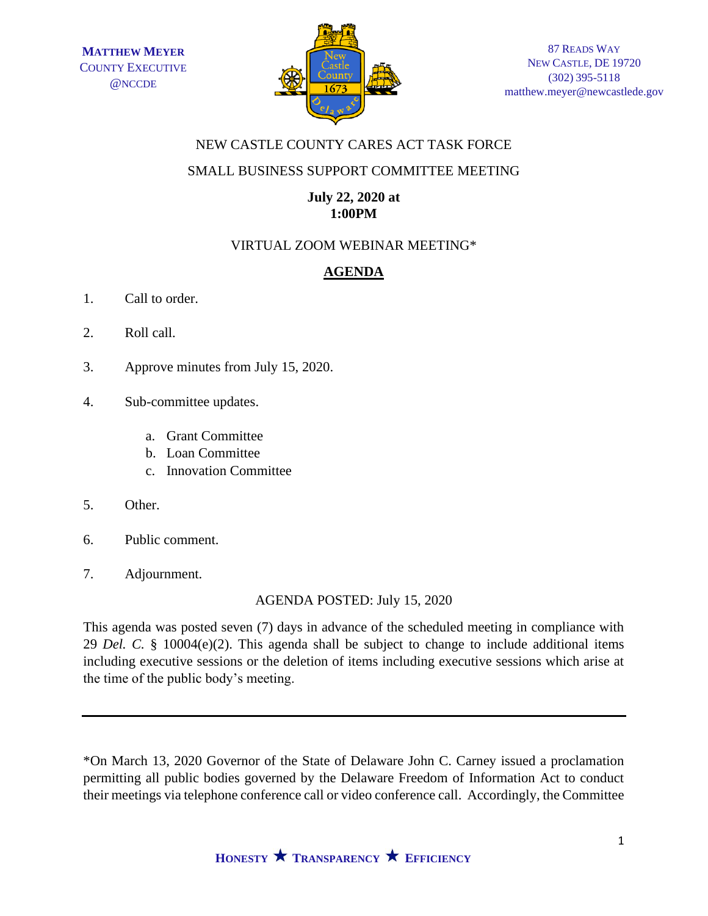**MATTHEW MEYER**
COUNTY EXECUTIVE
@NCCDE

87 READS WAY
NEW CASTLE, DE 19720
(302) 395-5118
matthew.meyer@newcastlede.gov

NEW CASTLE COUNTY CARES ACT TASK FORCE

SMALL BUSINESS SUPPORT COMMITTEE MEETING

**July 22, 2020 at**
**1:00PM**

VIRTUAL ZOOM WEBINAR MEETING*

## AGENDA

1. Call to order.

2. Roll call.

3. Approve minutes from July 15, 2020.

4. Sub-committee updates.

   a. Grant Committee
   b. Loan Committee
   c. Innovation Committee

5. Other.

6. Public comment.

7. Adjournment.

AGENDA POSTED: July 15, 2020

This agenda was posted seven (7) days in advance of the scheduled meeting in compliance with 29 *Del. C.* § 10004(e)(2). This agenda shall be subject to change to include additional items including executive sessions or the deletion of items including executive sessions which arise at the time of the public body's meeting.

---

*On March 13, 2020 Governor of the State of Delaware John C. Carney issued a proclamation permitting all public bodies governed by the Delaware Freedom of Information Act to conduct their meetings via telephone conference call or video conference call. Accordingly, the Committee

**HONESTY ★ TRANSPARENCY ★ EFFICIENCY**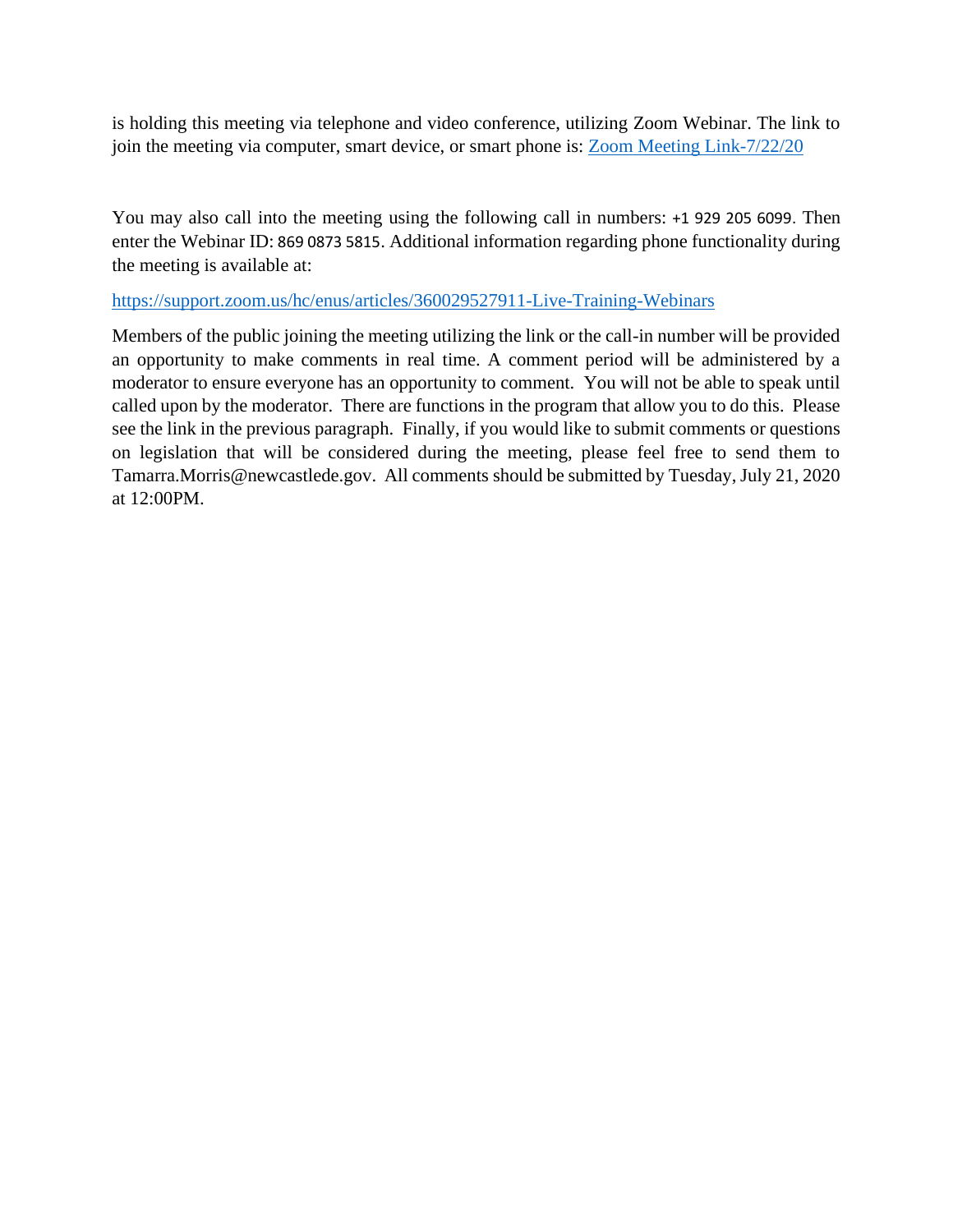is holding this meeting via telephone and video conference, utilizing Zoom Webinar. The link to join the meeting via computer, smart device, or smart phone is: [Zoom Meeting Link-7/22/20]

You may also call into the meeting using the following call in numbers: +1 929 205 6099. Then enter the Webinar ID: 869 0873 5815. Additional information regarding phone functionality during the meeting is available at:

https://support.zoom.us/hc/enus/articles/360029527911-Live-Training-Webinars

Members of the public joining the meeting utilizing the link or the call-in number will be provided an opportunity to make comments in real time. A comment period will be administered by a moderator to ensure everyone has an opportunity to comment. You will not be able to speak until called upon by the moderator. There are functions in the program that allow you to do this. Please see the link in the previous paragraph. Finally, if you would like to submit comments or questions on legislation that will be considered during the meeting, please feel free to send them to Tamarra.Morris@newcastlede.gov. All comments should be submitted by Tuesday, July 21, 2020 at 12:00PM.